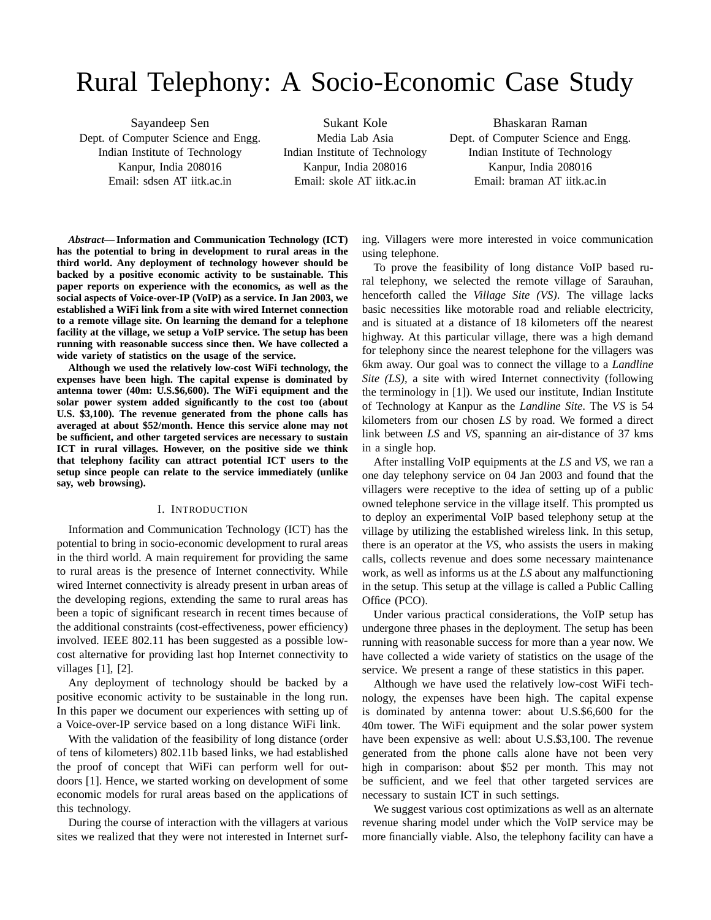# Rural Telephony: A Socio-Economic Case Study

Sayandeep Sen
Dept. of Computer Science and Engg.
Indian Institute of Technology
Kanpur, India 208016
Email: sdsen AT iitk.ac.in

Sukant Kole
Media Lab Asia
Indian Institute of Technology
Kanpur, India 208016
Email: skole AT iitk.ac.in

Bhaskaran Raman
Dept. of Computer Science and Engg.
Indian Institute of Technology
Kanpur, India 208016
Email: braman AT iitk.ac.in

***Abstract*— Information and Communication Technology (ICT) has the potential to bring in development to rural areas in the third world. Any deployment of technology however should be backed by a positive economic activity to be sustainable. This paper reports on experience with the economics, as well as the social aspects of Voice-over-IP (VoIP) as a service. In Jan 2003, we established a WiFi link from a site with wired Internet connection to a remote village site. On learning the demand for a telephone facility at the village, we setup a VoIP service. The setup has been running with reasonable success since then. We have collected a wide variety of statistics on the usage of the service.**

**Although we used the relatively low-cost WiFi technology, the expenses have been high. The capital expense is dominated by antenna tower (40m: U.S.$6,600). The WiFi equipment and the solar power system added significantly to the cost too (about U.S. $3,100). The revenue generated from the phone calls has averaged at about $52/month. Hence this service alone may not be sufficient, and other targeted services are necessary to sustain ICT in rural villages. However, on the positive side we think that telephony facility can attract potential ICT users to the setup since people can relate to the service immediately (unlike say, web browsing).**

## I. Introduction

Information and Communication Technology (ICT) has the potential to bring in socio-economic development to rural areas in the third world. A main requirement for providing the same to rural areas is the presence of Internet connectivity. While wired Internet connectivity is already present in urban areas of the developing regions, extending the same to rural areas has been a topic of significant research in recent times because of the additional constraints (cost-effectiveness, power efficiency) involved. IEEE 802.11 has been suggested as a possible low-cost alternative for providing last hop Internet connectivity to villages [1], [2].

Any deployment of technology should be backed by a positive economic activity to be sustainable in the long run. In this paper we document our experiences with setting up of a Voice-over-IP service based on a long distance WiFi link.

With the validation of the feasibility of long distance (order of tens of kilometers) 802.11b based links, we had established the proof of concept that WiFi can perform well for outdoors [1]. Hence, we started working on development of some economic models for rural areas based on the applications of this technology.

During the course of interaction with the villagers at various sites we realized that they were not interested in Internet surfing. Villagers were more interested in voice communication using telephone.

To prove the feasibility of long distance VoIP based rural telephony, we selected the remote village of Sarauhan, henceforth called the *Village Site (VS)*. The village lacks basic necessities like motorable road and reliable electricity, and is situated at a distance of 18 kilometers off the nearest highway. At this particular village, there was a high demand for telephony since the nearest telephone for the villagers was 6km away. Our goal was to connect the village to a *Landline Site (LS)*, a site with wired Internet connectivity (following the terminology in [1]). We used our institute, Indian Institute of Technology at Kanpur as the *Landline Site*. The *VS* is 54 kilometers from our chosen *LS* by road. We formed a direct link between *LS* and *VS*, spanning an air-distance of 37 kms in a single hop.

After installing VoIP equipments at the *LS* and *VS*, we ran a one day telephony service on 04 Jan 2003 and found that the villagers were receptive to the idea of setting up of a public owned telephone service in the village itself. This prompted us to deploy an experimental VoIP based telephony setup at the village by utilizing the established wireless link. In this setup, there is an operator at the *VS*, who assists the users in making calls, collects revenue and does some necessary maintenance work, as well as informs us at the *LS* about any malfunctioning in the setup. This setup at the village is called a Public Calling Office (PCO).

Under various practical considerations, the VoIP setup has undergone three phases in the deployment. The setup has been running with reasonable success for more than a year now. We have collected a wide variety of statistics on the usage of the service. We present a range of these statistics in this paper.

Although we have used the relatively low-cost WiFi technology, the expenses have been high. The capital expense is dominated by antenna tower: about U.S.$6,600 for the 40m tower. The WiFi equipment and the solar power system have been expensive as well: about U.S.$3,100. The revenue generated from the phone calls alone have not been very high in comparison: about $52 per month. This may not be sufficient, and we feel that other targeted services are necessary to sustain ICT in such settings.

We suggest various cost optimizations as well as an alternate revenue sharing model under which the VoIP service may be more financially viable. Also, the telephony facility can have a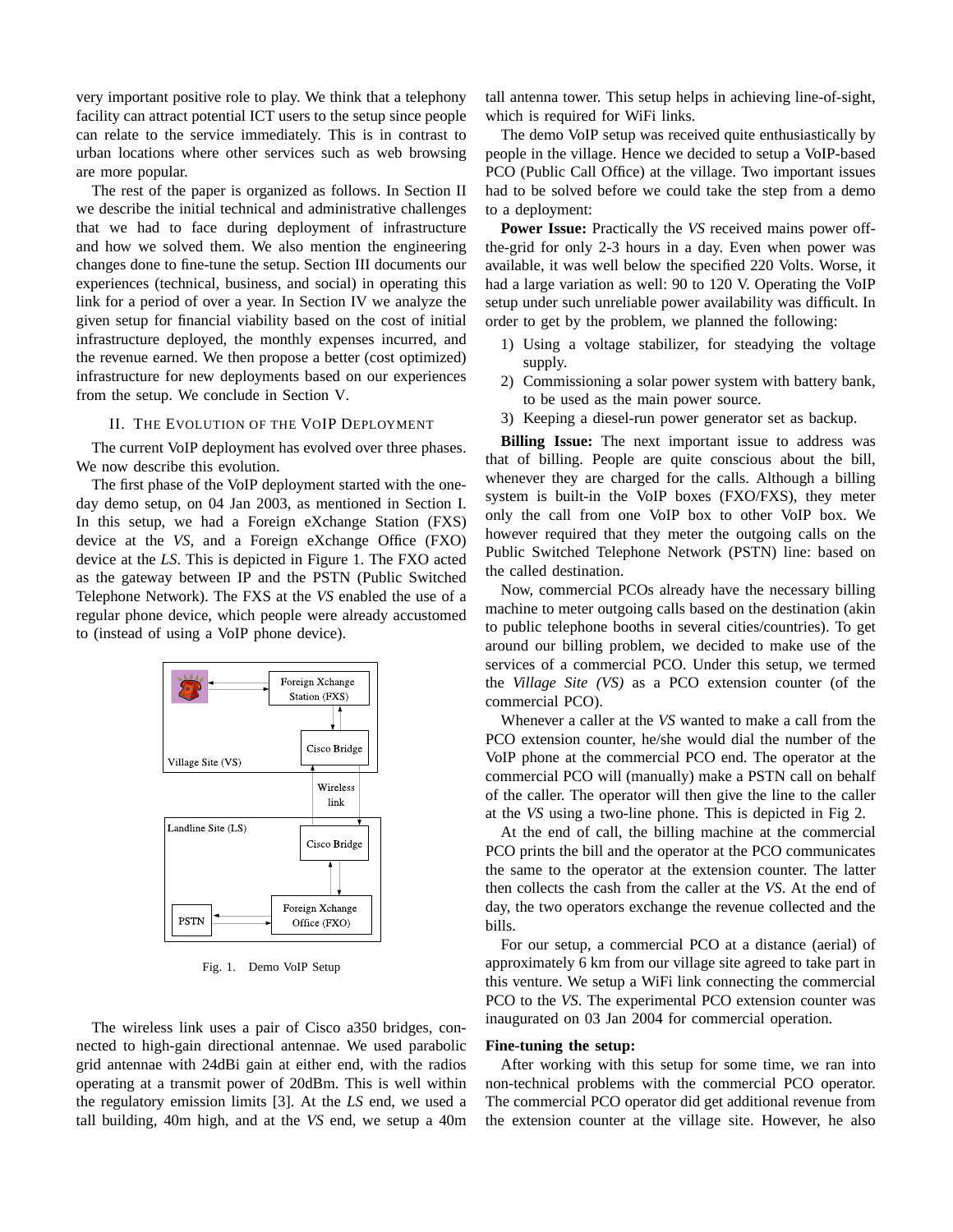very important positive role to play. We think that a telephony facility can attract potential ICT users to the setup since people can relate to the service immediately. This is in contrast to urban locations where other services such as web browsing are more popular.

The rest of the paper is organized as follows. In Section II we describe the initial technical and administrative challenges that we had to face during deployment of infrastructure and how we solved them. We also mention the engineering changes done to fine-tune the setup. Section III documents our experiences (technical, business, and social) in operating this link for a period of over a year. In Section IV we analyze the given setup for financial viability based on the cost of initial infrastructure deployed, the monthly expenses incurred, and the revenue earned. We then propose a better (cost optimized) infrastructure for new deployments based on our experiences from the setup. We conclude in Section V.

## II. The Evolution of the VoIP Deployment

The current VoIP deployment has evolved over three phases. We now describe this evolution.

The first phase of the VoIP deployment started with the one-day demo setup, on 04 Jan 2003, as mentioned in Section I. In this setup, we had a Foreign eXchange Station (FXS) device at the *VS*, and a Foreign eXchange Office (FXO) device at the *LS*. This is depicted in Figure 1. The FXO acted as the gateway between IP and the PSTN (Public Switched Telephone Network). The FXS at the *VS* enabled the use of a regular phone device, which people were already accustomed to (instead of using a VoIP phone device).

Fig. 1. Demo VoIP Setup

The wireless link uses a pair of Cisco a350 bridges, connected to high-gain directional antennae. We used parabolic grid antennae with 24dBi gain at either end, with the radios operating at a transmit power of 20dBm. This is well within the regulatory emission limits [3]. At the *LS* end, we used a tall building, 40m high, and at the *VS* end, we setup a 40m tall antenna tower. This setup helps in achieving line-of-sight, which is required for WiFi links.

The demo VoIP setup was received quite enthusiastically by people in the village. Hence we decided to setup a VoIP-based PCO (Public Call Office) at the village. Two important issues had to be solved before we could take the step from a demo to a deployment:

**Power Issue:** Practically the *VS* received mains power off-the-grid for only 2-3 hours in a day. Even when power was available, it was well below the specified 220 Volts. Worse, it had a large variation as well: 90 to 120 V. Operating the VoIP setup under such unreliable power availability was difficult. In order to get by the problem, we planned the following:

1) Using a voltage stabilizer, for steadying the voltage supply.
2) Commissioning a solar power system with battery bank, to be used as the main power source.
3) Keeping a diesel-run power generator set as backup.

**Billing Issue:** The next important issue to address was that of billing. People are quite conscious about the bill, whenever they are charged for the calls. Although a billing system is built-in the VoIP boxes (FXO/FXS), they meter only the call from one VoIP box to other VoIP box. We however required that they meter the outgoing calls on the Public Switched Telephone Network (PSTN) line: based on the called destination.

Now, commercial PCOs already have the necessary billing machine to meter outgoing calls based on the destination (akin to public telephone booths in several cities/countries). To get around our billing problem, we decided to make use of the services of a commercial PCO. Under this setup, we termed the *Village Site (VS)* as a PCO extension counter (of the commercial PCO).

Whenever a caller at the *VS* wanted to make a call from the PCO extension counter, he/she would dial the number of the VoIP phone at the commercial PCO end. The operator at the commercial PCO will (manually) make a PSTN call on behalf of the caller. The operator will then give the line to the caller at the *VS* using a two-line phone. This is depicted in Fig 2.

At the end of call, the billing machine at the commercial PCO prints the bill and the operator at the PCO communicates the same to the operator at the extension counter. The latter then collects the cash from the caller at the *VS*. At the end of day, the two operators exchange the revenue collected and the bills.

For our setup, a commercial PCO at a distance (aerial) of approximately 6 km from our village site agreed to take part in this venture. We setup a WiFi link connecting the commercial PCO to the *VS*. The experimental PCO extension counter was inaugurated on 03 Jan 2004 for commercial operation.

**Fine-tuning the setup:**

After working with this setup for some time, we ran into non-technical problems with the commercial PCO operator. The commercial PCO operator did get additional revenue from the extension counter at the village site. However, he also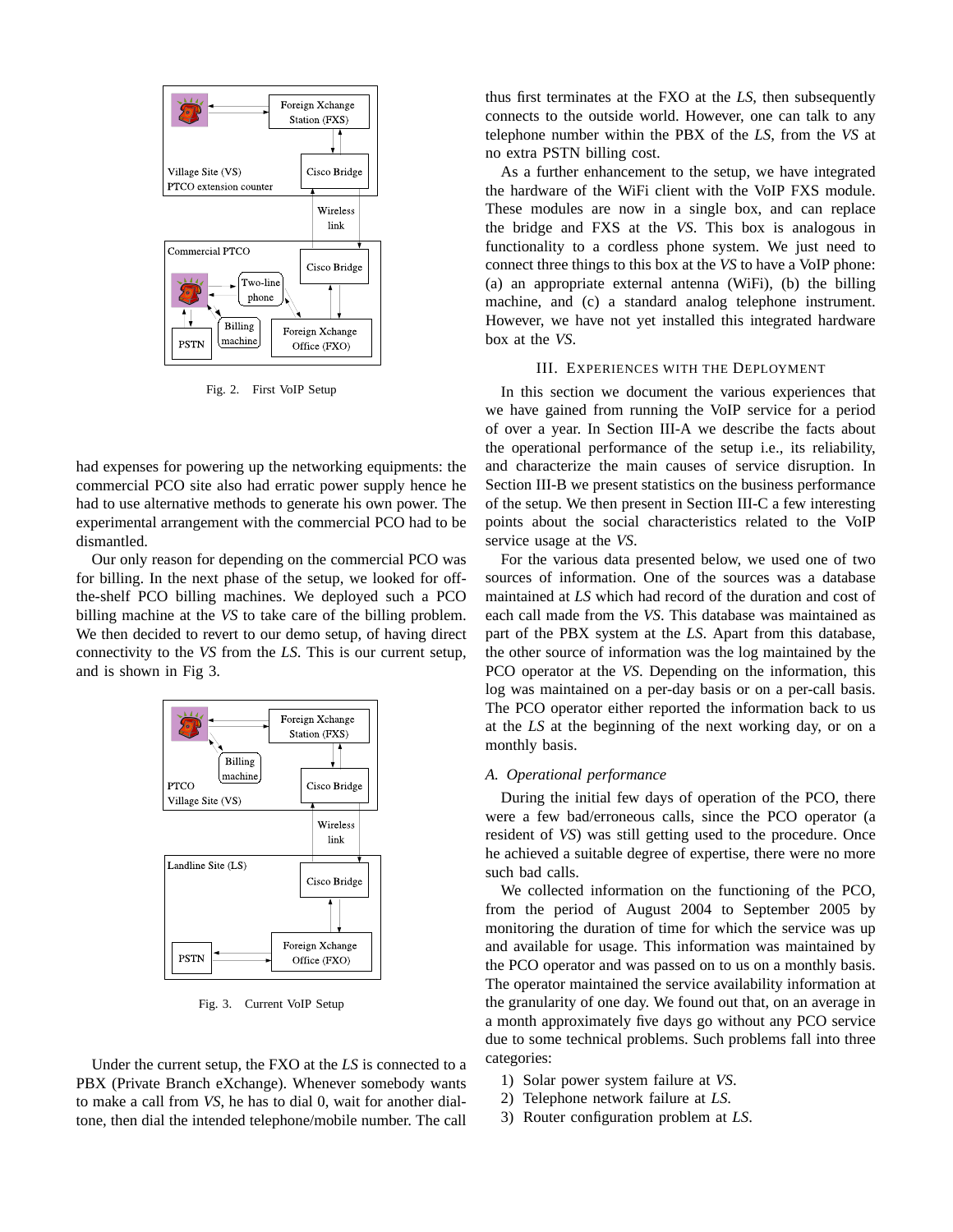Foreign Xchange Station (FXS)

Village Site (VS)
PTCO extension counter

Cisco Bridge

Wireless link

Commercial PTCO

Cisco Bridge

Two-line phone

Billing machine

PSTN

Foreign Xchange Office (FXO)

Fig. 2. First VoIP Setup

had expenses for powering up the networking equipments: the commercial PCO site also had erratic power supply hence he had to use alternative methods to generate his own power. The experimental arrangement with the commercial PCO had to be dismantled.

Our only reason for depending on the commercial PCO was for billing. In the next phase of the setup, we looked for off-the-shelf PCO billing machines. We deployed such a PCO billing machine at the *VS* to take care of the billing problem. We then decided to revert to our demo setup, of having direct connectivity to the *VS* from the *LS*. This is our current setup, and is shown in Fig 3.

Foreign Xchange Station (FXS)

Billing machine

PTCO
Village Site (VS)

Cisco Bridge

Wireless link

Landline Site (LS)

Cisco Bridge

PSTN

Foreign Xchange Office (FXO)

Fig. 3. Current VoIP Setup

Under the current setup, the FXO at the *LS* is connected to a PBX (Private Branch eXchange). Whenever somebody wants to make a call from *VS*, he has to dial 0, wait for another dial-tone, then dial the intended telephone/mobile number. The call thus first terminates at the FXO at the *LS*, then subsequently connects to the outside world. However, one can talk to any telephone number within the PBX of the *LS*, from the *VS* at no extra PSTN billing cost.

As a further enhancement to the setup, we have integrated the hardware of the WiFi client with the VoIP FXS module. These modules are now in a single box, and can replace the bridge and FXS at the *VS*. This box is analogous in functionality to a cordless phone system. We just need to connect three things to this box at the *VS* to have a VoIP phone: (a) an appropriate external antenna (WiFi), (b) the billing machine, and (c) a standard analog telephone instrument. However, we have not yet installed this integrated hardware box at the *VS*.

## III. Experiences with the Deployment

In this section we document the various experiences that we have gained from running the VoIP service for a period of over a year. In Section III-A we describe the facts about the operational performance of the setup i.e., its reliability, and characterize the main causes of service disruption. In Section III-B we present statistics on the business performance of the setup. We then present in Section III-C a few interesting points about the social characteristics related to the VoIP service usage at the *VS*.

For the various data presented below, we used one of two sources of information. One of the sources was a database maintained at *LS* which had record of the duration and cost of each call made from the *VS*. This database was maintained as part of the PBX system at the *LS*. Apart from this database, the other source of information was the log maintained by the PCO operator at the *VS*. Depending on the information, this log was maintained on a per-day basis or on a per-call basis. The PCO operator either reported the information back to us at the *LS* at the beginning of the next working day, or on a monthly basis.

### *A. Operational performance*

During the initial few days of operation of the PCO, there were a few bad/erroneous calls, since the PCO operator (a resident of *VS*) was still getting used to the procedure. Once he achieved a suitable degree of expertise, there were no more such bad calls.

We collected information on the functioning of the PCO, from the period of August 2004 to September 2005 by monitoring the duration of time for which the service was up and available for usage. This information was maintained by the PCO operator and was passed on to us on a monthly basis. The operator maintained the service availability information at the granularity of one day. We found out that, on an average in a month approximately five days go without any PCO service due to some technical problems. Such problems fall into three categories:

1) Solar power system failure at *VS*.
2) Telephone network failure at *LS*.
3) Router configuration problem at *LS*.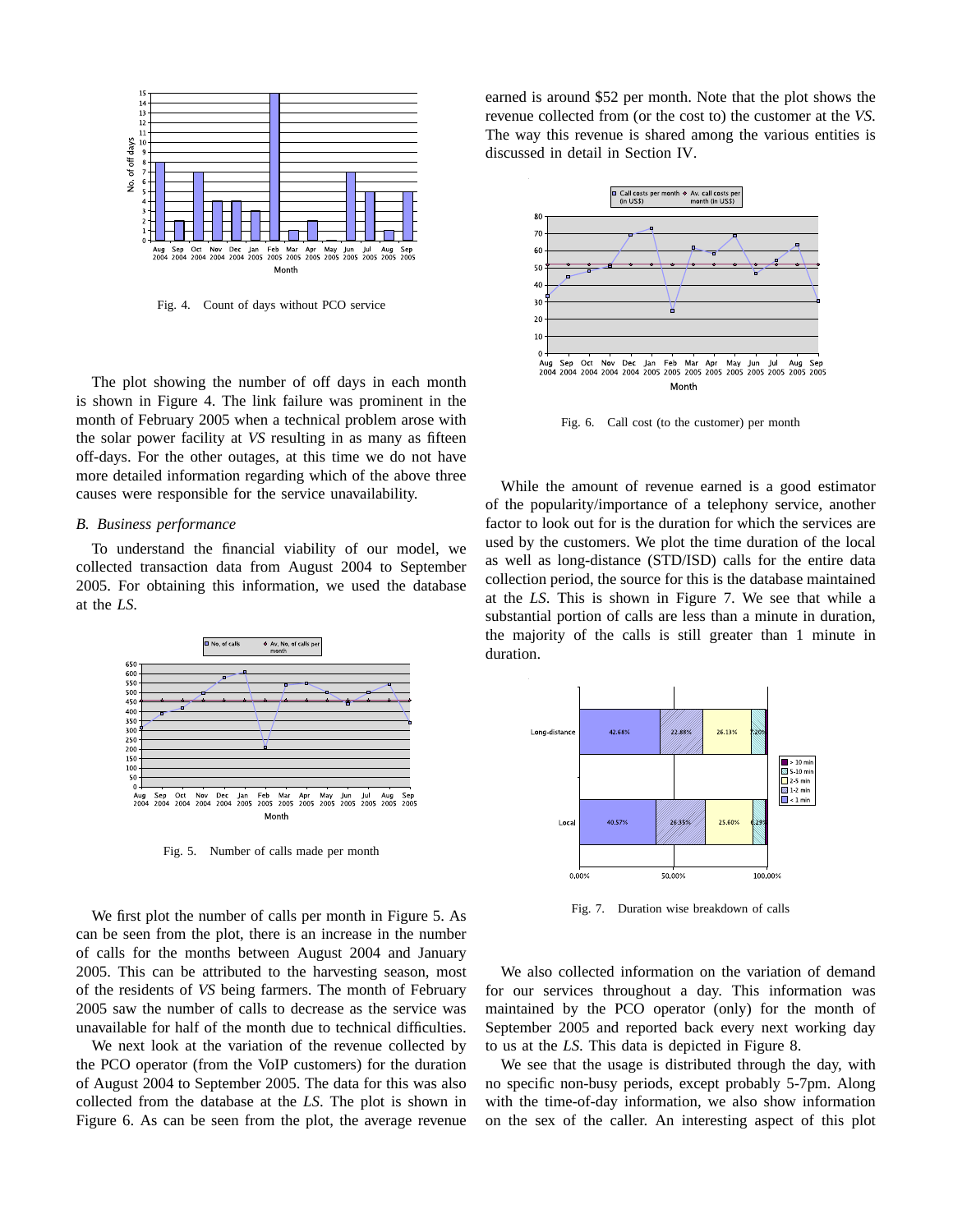Fig. 4. Count of days without PCO service

The plot showing the number of off days in each month is shown in Figure 4. The link failure was prominent in the month of February 2005 when a technical problem arose with the solar power facility at *VS* resulting in as many as fifteen off-days. For the other outages, at this time we do not have more detailed information regarding which of the above three causes were responsible for the service unavailability.

### *B. Business performance*

To understand the financial viability of our model, we collected transaction data from August 2004 to September 2005. For obtaining this information, we used the database at the *LS*.

Fig. 5. Number of calls made per month

We first plot the number of calls per month in Figure 5. As can be seen from the plot, there is an increase in the number of calls for the months between August 2004 and January 2005. This can be attributed to the harvesting season, most of the residents of *VS* being farmers. The month of February 2005 saw the number of calls to decrease as the service was unavailable for half of the month due to technical difficulties.

We next look at the variation of the revenue collected by the PCO operator (from the VoIP customers) for the duration of August 2004 to September 2005. The data for this was also collected from the database at the *LS*. The plot is shown in Figure 6. As can be seen from the plot, the average revenue earned is around $52 per month. Note that the plot shows the revenue collected from (or the cost to) the customer at the *VS*. The way this revenue is shared among the various entities is discussed in detail in Section IV.

Fig. 6. Call cost (to the customer) per month

While the amount of revenue earned is a good estimator of the popularity/importance of a telephony service, another factor to look out for is the duration for which the services are used by the customers. We plot the time duration of the local as well as long-distance (STD/ISD) calls for the entire data collection period, the source for this is the database maintained at the *LS*. This is shown in Figure 7. We see that while a substantial portion of calls are less than a minute in duration, the majority of the calls is still greater than 1 minute in duration.

Fig. 7. Duration wise breakdown of calls

We also collected information on the variation of demand for our services throughout a day. This information was maintained by the PCO operator (only) for the month of September 2005 and reported back every next working day to us at the *LS*. This data is depicted in Figure 8.

We see that the usage is distributed through the day, with no specific non-busy periods, except probably 5-7pm. Along with the time-of-day information, we also show information on the sex of the caller. An interesting aspect of this plot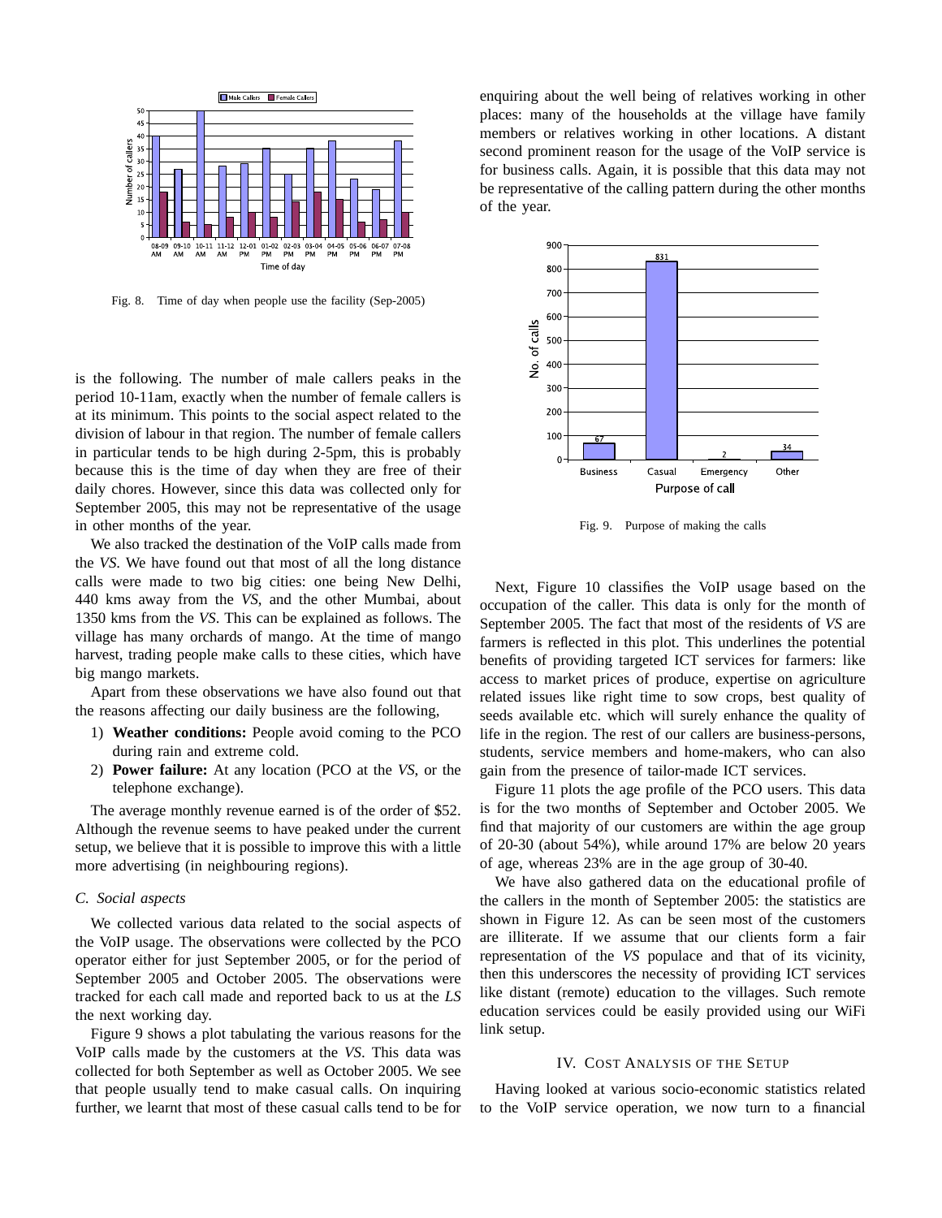Fig. 8. Time of day when people use the facility (Sep-2005)

is the following. The number of male callers peaks in the period 10-11am, exactly when the number of female callers is at its minimum. This points to the social aspect related to the division of labour in that region. The number of female callers in particular tends to be high during 2-5pm, this is probably because this is the time of day when they are free of their daily chores. However, since this data was collected only for September 2005, this may not be representative of the usage in other months of the year.

We also tracked the destination of the VoIP calls made from the *VS*. We have found out that most of all the long distance calls were made to two big cities: one being New Delhi, 440 kms away from the *VS*, and the other Mumbai, about 1350 kms from the *VS*. This can be explained as follows. The village has many orchards of mango. At the time of mango harvest, trading people make calls to these cities, which have big mango markets.

Apart from these observations we have also found out that the reasons affecting our daily business are the following,

1) **Weather conditions:** People avoid coming to the PCO during rain and extreme cold.
2) **Power failure:** At any location (PCO at the *VS*, or the telephone exchange).

The average monthly revenue earned is of the order of $52. Although the revenue seems to have peaked under the current setup, we believe that it is possible to improve this with a little more advertising (in neighbouring regions).

### C. Social aspects

We collected various data related to the social aspects of the VoIP usage. The observations were collected by the PCO operator either for just September 2005, or for the period of September 2005 and October 2005. The observations were tracked for each call made and reported back to us at the *LS* the next working day.

Figure 9 shows a plot tabulating the various reasons for the VoIP calls made by the customers at the *VS*. This data was collected for both September as well as October 2005. We see that people usually tend to make casual calls. On inquiring further, we learnt that most of these casual calls tend to be for enquiring about the well being of relatives working in other places: many of the households at the village have family members or relatives working in other locations. A distant second prominent reason for the usage of the VoIP service is for business calls. Again, it is possible that this data may not be representative of the calling pattern during the other months of the year.

Fig. 9. Purpose of making the calls

Next, Figure 10 classifies the VoIP usage based on the occupation of the caller. This data is only for the month of September 2005. The fact that most of the residents of *VS* are farmers is reflected in this plot. This underlines the potential benefits of providing targeted ICT services for farmers: like access to market prices of produce, expertise on agriculture related issues like right time to sow crops, best quality of seeds available etc. which will surely enhance the quality of life in the region. The rest of our callers are business-persons, students, service members and home-makers, who can also gain from the presence of tailor-made ICT services.

Figure 11 plots the age profile of the PCO users. This data is for the two months of September and October 2005. We find that majority of our customers are within the age group of 20-30 (about 54%), while around 17% are below 20 years of age, whereas 23% are in the age group of 30-40.

We have also gathered data on the educational profile of the callers in the month of September 2005: the statistics are shown in Figure 12. As can be seen most of the customers are illiterate. If we assume that our clients form a fair representation of the *VS* populace and that of its vicinity, then this underscores the necessity of providing ICT services like distant (remote) education to the villages. Such remote education services could be easily provided using our WiFi link setup.

## IV. Cost Analysis of the Setup

Having looked at various socio-economic statistics related to the VoIP service operation, we now turn to a financial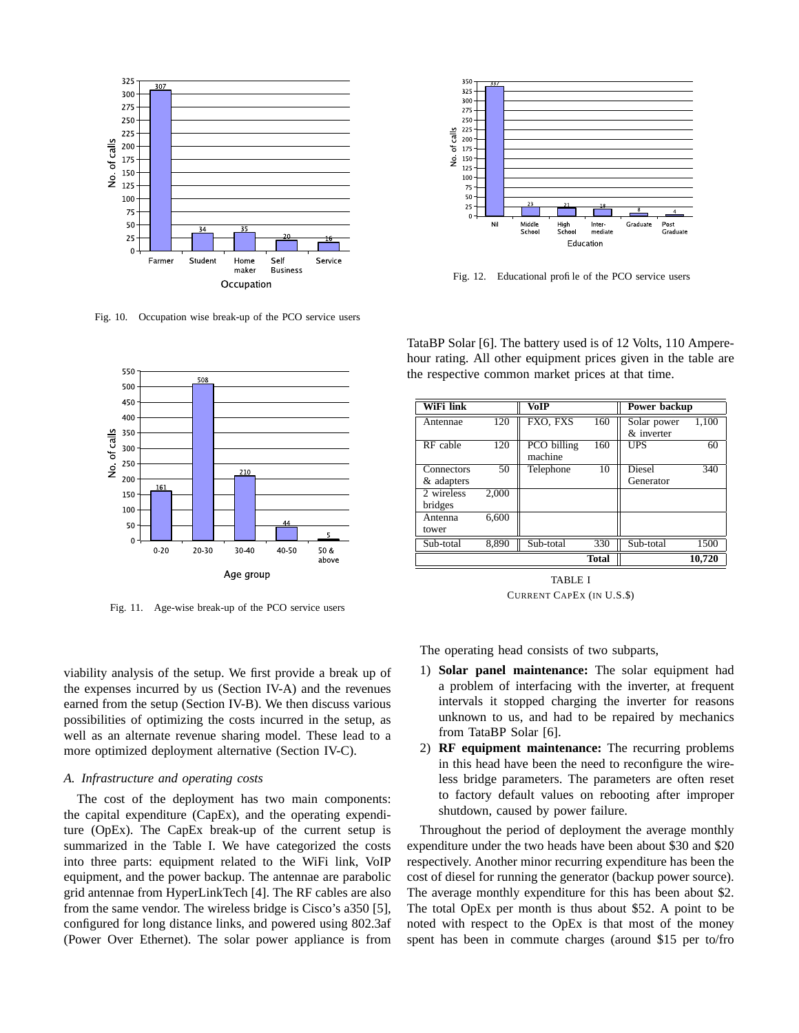Fig. 10. Occupation wise break-up of the PCO service users

Fig. 11. Age-wise break-up of the PCO service users

Fig. 12. Educational profile of the PCO service users

viability analysis of the setup. We first provide a break up of the expenses incurred by us (Section IV-A) and the revenues earned from the setup (Section IV-B). We then discuss various possibilities of optimizing the costs incurred in the setup, as well as an alternate revenue sharing model. These lead to a more optimized deployment alternative (Section IV-C).

### A. Infrastructure and operating costs

The cost of the deployment has two main components: the capital expenditure (CapEx), and the operating expenditure (OpEx). The CapEx break-up of the current setup is summarized in the Table I. We have categorized the costs into three parts: equipment related to the WiFi link, VoIP equipment, and the power backup. The antennae are parabolic grid antennae from HyperLinkTech [4]. The RF cables are also from the same vendor. The wireless bridge is Cisco's a350 [5], configured for long distance links, and powered using 802.3af (Power Over Ethernet). The solar power appliance is from TataBP Solar [6]. The battery used is of 12 Volts, 110 Ampere-hour rating. All other equipment prices given in the table are the respective common market prices at that time.

| WiFi link | | VoIP | | Power backup | |
|---|---|---|---|---|---|
| Antennae | 120 | FXO, FXS | 160 | Solar power & inverter | 1,100 |
| RF cable | 120 | PCO billing machine | 160 | UPS | 60 |
| Connectors & adapters | 50 | Telephone | 10 | Diesel Generator | 340 |
| 2 wireless bridges | 2,000 | | | | |
| Antenna tower | 6,600 | | | | |
| Sub-total | 8,890 | Sub-total | 330 | Sub-total | 1500 |
| | | | **Total** | | **10,720** |

TABLE I
CURRENT CAPEX (IN U.S.$)

The operating head consists of two subparts,

1) **Solar panel maintenance:** The solar equipment had a problem of interfacing with the inverter, at frequent intervals it stopped charging the inverter for reasons unknown to us, and had to be repaired by mechanics from TataBP Solar [6].
2) **RF equipment maintenance:** The recurring problems in this head have been the need to reconfigure the wireless bridge parameters. The parameters are often reset to factory default values on rebooting after improper shutdown, caused by power failure.

Throughout the period of deployment the average monthly expenditure under the two heads have been about \$30 and \$20 respectively. Another minor recurring expenditure has been the cost of diesel for running the generator (backup power source). The average monthly expenditure for this has been about \$2. The total OpEx per month is thus about \$52. A point to be noted with respect to the OpEx is that most of the money spent has been in commute charges (around \$15 per to/fro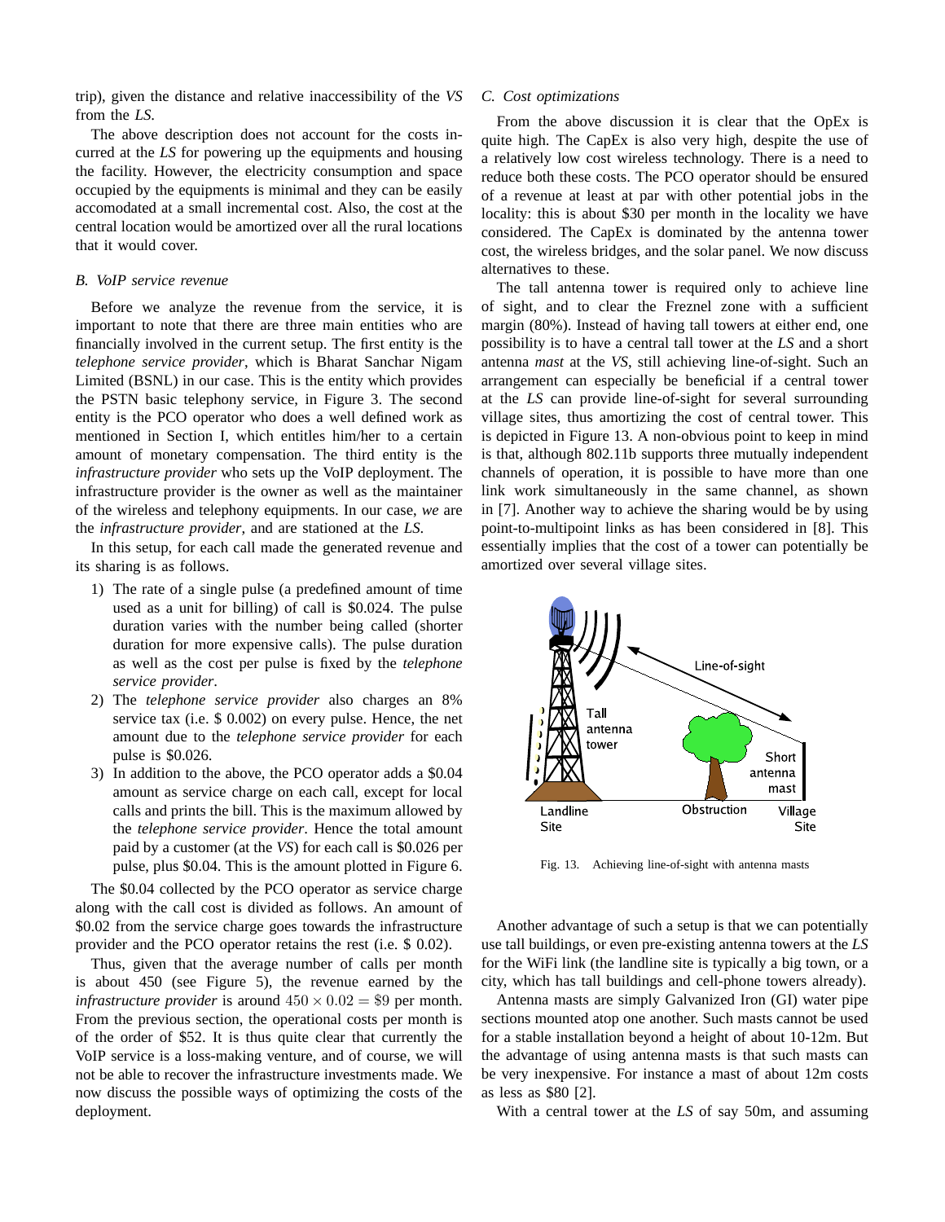trip), given the distance and relative inaccessibility of the *VS* from the *LS*.

The above description does not account for the costs incurred at the *LS* for powering up the equipments and housing the facility. However, the electricity consumption and space occupied by the equipments is minimal and they can be easily accomodated at a small incremental cost. Also, the cost at the central location would be amortized over all the rural locations that it would cover.

### B. VoIP service revenue

Before we analyze the revenue from the service, it is important to note that there are three main entities who are financially involved in the current setup. The first entity is the *telephone service provider*, which is Bharat Sanchar Nigam Limited (BSNL) in our case. This is the entity which provides the PSTN basic telephony service, in Figure 3. The second entity is the PCO operator who does a well defined work as mentioned in Section I, which entitles him/her to a certain amount of monetary compensation. The third entity is the *infrastructure provider* who sets up the VoIP deployment. The infrastructure provider is the owner as well as the maintainer of the wireless and telephony equipments. In our case, *we* are the *infrastructure provider*, and are stationed at the *LS*.

In this setup, for each call made the generated revenue and its sharing is as follows.

1) The rate of a single pulse (a predefined amount of time used as a unit for billing) of call is \$0.024. The pulse duration varies with the number being called (shorter duration for more expensive calls). The pulse duration as well as the cost per pulse is fixed by the *telephone service provider*.
2) The *telephone service provider* also charges an 8% service tax (i.e. \$ 0.002) on every pulse. Hence, the net amount due to the *telephone service provider* for each pulse is \$0.026.
3) In addition to the above, the PCO operator adds a \$0.04 amount as service charge on each call, except for local calls and prints the bill. This is the maximum allowed by the *telephone service provider*. Hence the total amount paid by a customer (at the *VS*) for each call is \$0.026 per pulse, plus \$0.04. This is the amount plotted in Figure 6.

The \$0.04 collected by the PCO operator as service charge along with the call cost is divided as follows. An amount of \$0.02 from the service charge goes towards the infrastructure provider and the PCO operator retains the rest (i.e. \$ 0.02).

Thus, given that the average number of calls per month is about 450 (see Figure 5), the revenue earned by the *infrastructure provider* is around $450 \times 0.02 = \$9$ per month. From the previous section, the operational costs per month is of the order of \$52. It is thus quite clear that currently the VoIP service is a loss-making venture, and of course, we will not be able to recover the infrastructure investments made. We now discuss the possible ways of optimizing the costs of the deployment.

### C. Cost optimizations

From the above discussion it is clear that the OpEx is quite high. The CapEx is also very high, despite the use of a relatively low cost wireless technology. There is a need to reduce both these costs. The PCO operator should be ensured of a revenue at least at par with other potential jobs in the locality: this is about \$30 per month in the locality we have considered. The CapEx is dominated by the antenna tower cost, the wireless bridges, and the solar panel. We now discuss alternatives to these.

The tall antenna tower is required only to achieve line of sight, and to clear the Freznel zone with a sufficient margin (80%). Instead of having tall towers at either end, one possibility is to have a central tall tower at the *LS* and a short antenna *mast* at the *VS*, still achieving line-of-sight. Such an arrangement can especially be beneficial if a central tower at the *LS* can provide line-of-sight for several surrounding village sites, thus amortizing the cost of central tower. This is depicted in Figure 13. A non-obvious point to keep in mind is that, although 802.11b supports three mutually independent channels of operation, it is possible to have more than one link work simultaneously in the same channel, as shown in [7]. Another way to achieve the sharing would be by using point-to-multipoint links as has been considered in [8]. This essentially implies that the cost of a tower can potentially be amortized over several village sites.

Fig. 13. Achieving line-of-sight with antenna masts

Another advantage of such a setup is that we can potentially use tall buildings, or even pre-existing antenna towers at the *LS* for the WiFi link (the landline site is typically a big town, or a city, which has tall buildings and cell-phone towers already).

Antenna masts are simply Galvanized Iron (GI) water pipe sections mounted atop one another. Such masts cannot be used for a stable installation beyond a height of about 10-12m. But the advantage of using antenna masts is that such masts can be very inexpensive. For instance a mast of about 12m costs as less as \$80 [2].

With a central tower at the *LS* of say 50m, and assuming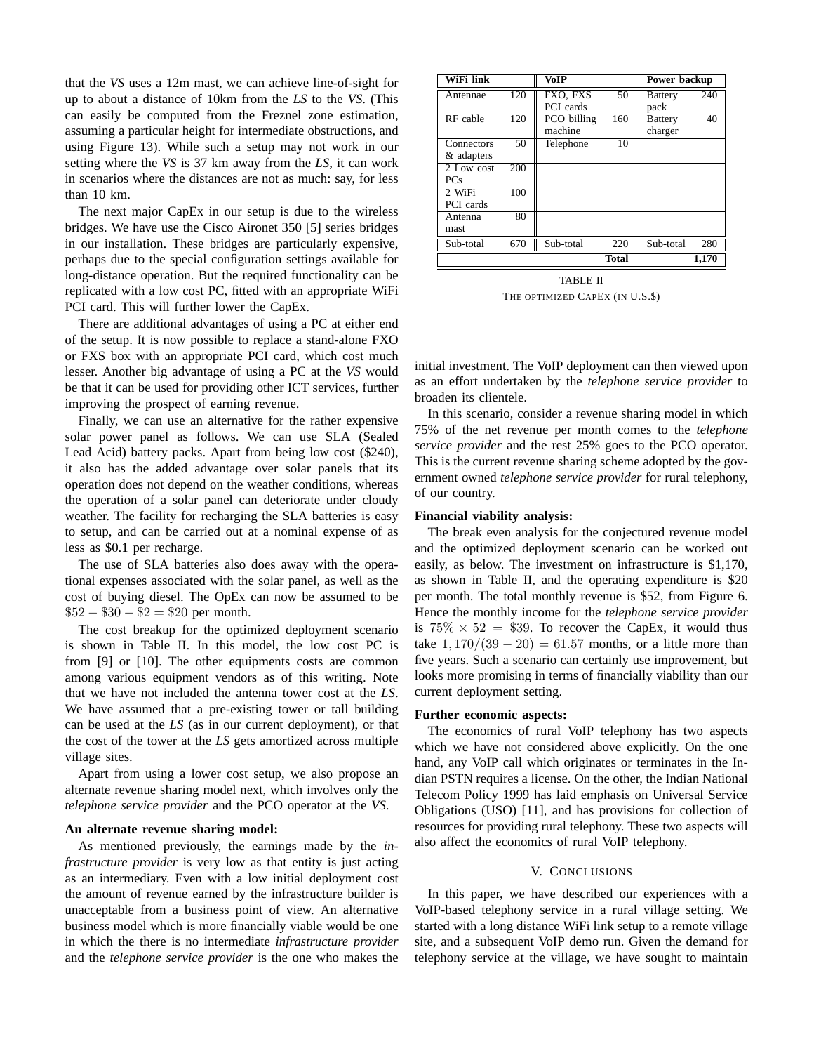that the *VS* uses a 12m mast, we can achieve line-of-sight for up to about a distance of 10km from the *LS* to the *VS*. (This can easily be computed from the Freznel zone estimation, assuming a particular height for intermediate obstructions, and using Figure 13). While such a setup may not work in our setting where the *VS* is 37 km away from the *LS*, it can work in scenarios where the distances are not as much: say, for less than 10 km.

The next major CapEx in our setup is due to the wireless bridges. We have use the Cisco Aironet 350 [5] series bridges in our installation. These bridges are particularly expensive, perhaps due to the special configuration settings available for long-distance operation. But the required functionality can be replicated with a low cost PC, fitted with an appropriate WiFi PCI card. This will further lower the CapEx.

There are additional advantages of using a PC at either end of the setup. It is now possible to replace a stand-alone FXO or FXS box with an appropriate PCI card, which cost much lesser. Another big advantage of using a PC at the *VS* would be that it can be used for providing other ICT services, further improving the prospect of earning revenue.

Finally, we can use an alternative for the rather expensive solar power panel as follows. We can use SLA (Sealed Lead Acid) battery packs. Apart from being low cost ($240), it also has the added advantage over solar panels that its operation does not depend on the weather conditions, whereas the operation of a solar panel can deteriorate under cloudy weather. The facility for recharging the SLA batteries is easy to setup, and can be carried out at a nominal expense of as less as $0.1 per recharge.

The use of SLA batteries also does away with the operational expenses associated with the solar panel, as well as the cost of buying diesel. The OpEx can now be assumed to be $\$52 - \$30 - \$2 = \$20$ per month.

The cost breakup for the optimized deployment scenario is shown in Table II. In this model, the low cost PC is from [9] or [10]. The other equipments costs are common among various equipment vendors as of this writing. Note that we have not included the antenna tower cost at the *LS*. We have assumed that a pre-existing tower or tall building can be used at the *LS* (as in our current deployment), or that the cost of the tower at the *LS* gets amortized across multiple village sites.

Apart from using a lower cost setup, we also propose an alternate revenue sharing model next, which involves only the *telephone service provider* and the PCO operator at the *VS*.

| WiFi link | | VoIP | | Power backup | |
|---|---|---|---|---|---|
| Antennae | 120 | FXO, FXS PCI cards | 50 | Battery pack | 240 |
| RF cable | 120 | PCO billing machine | 160 | Battery charger | 40 |
| Connectors & adapters | 50 | Telephone | 10 | | |
| 2 Low cost PCs | 200 | | | | |
| 2 WiFi PCI cards | 100 | | | | |
| Antenna mast | 80 | | | | |
| Sub-total | 670 | Sub-total | 220 | Sub-total | 280 |
| | | | **Total** | | **1,170** |

TABLE II
THE OPTIMIZED CAPEX (IN U.S.$)

**An alternate revenue sharing model:**

As mentioned previously, the earnings made by the *infrastructure provider* is very low as that entity is just acting as an intermediary. Even with a low initial deployment cost the amount of revenue earned by the infrastructure builder is unacceptable from a business point of view. An alternative business model which is more financially viable would be one in which the there is no intermediate *infrastructure provider* and the *telephone service provider* is the one who makes the initial investment. The VoIP deployment can then viewed upon as an effort undertaken by the *telephone service provider* to broaden its clientele.

In this scenario, consider a revenue sharing model in which 75% of the net revenue per month comes to the *telephone service provider* and the rest 25% goes to the PCO operator. This is the current revenue sharing scheme adopted by the government owned *telephone service provider* for rural telephony, of our country.

**Financial viability analysis:**

The break even analysis for the conjectured revenue model and the optimized deployment scenario can be worked out easily, as below. The investment on infrastructure is $1,170, as shown in Table II, and the operating expenditure is $20 per month. The total monthly revenue is $52, from Figure 6. Hence the monthly income for the *telephone service provider* is $75\% \times 52 = \$39$. To recover the CapEx, it would thus take $1,170/(39 - 20) = 61.57$ months, or a little more than five years. Such a scenario can certainly use improvement, but looks more promising in terms of financially viability than our current deployment setting.

**Further economic aspects:**

The economics of rural VoIP telephony has two aspects which we have not considered above explicitly. On the one hand, any VoIP call which originates or terminates in the Indian PSTN requires a license. On the other, the Indian National Telecom Policy 1999 has laid emphasis on Universal Service Obligations (USO) [11], and has provisions for collection of resources for providing rural telephony. These two aspects will also affect the economics of rural VoIP telephony.

## V. CONCLUSIONS

In this paper, we have described our experiences with a VoIP-based telephony service in a rural village setting. We started with a long distance WiFi link setup to a remote village site, and a subsequent VoIP demo run. Given the demand for telephony service at the village, we have sought to maintain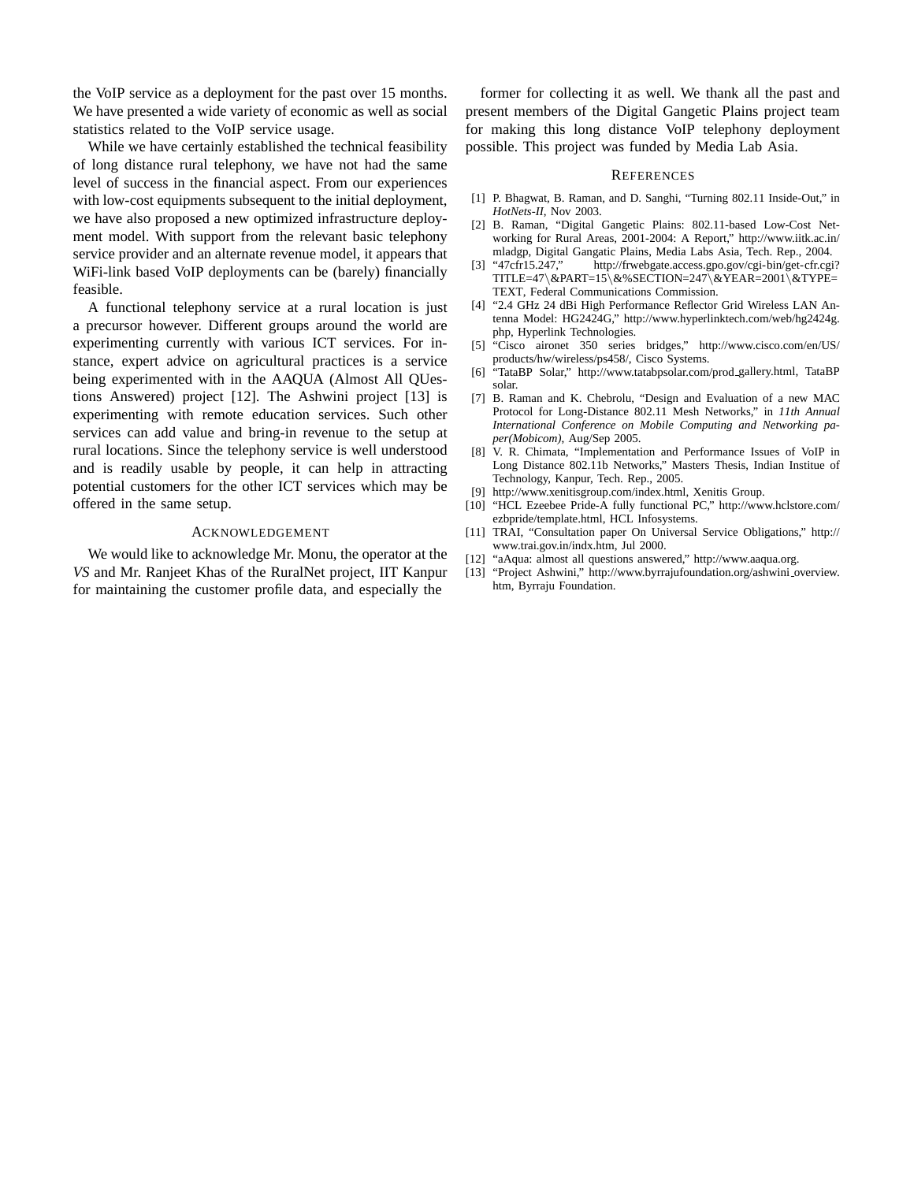the VoIP service as a deployment for the past over 15 months. We have presented a wide variety of economic as well as social statistics related to the VoIP service usage.

While we have certainly established the technical feasibility of long distance rural telephony, we have not had the same level of success in the financial aspect. From our experiences with low-cost equipments subsequent to the initial deployment, we have also proposed a new optimized infrastructure deployment model. With support from the relevant basic telephony service provider and an alternate revenue model, it appears that WiFi-link based VoIP deployments can be (barely) financially feasible.

A functional telephony service at a rural location is just a precursor however. Different groups around the world are experimenting currently with various ICT services. For instance, expert advice on agricultural practices is a service being experimented with in the AAQUA (Almost All QUEstions Answered) project [12]. The Ashwini project [13] is experimenting with remote education services. Such other services can add value and bring-in revenue to the setup at rural locations. Since the telephony service is well understood and is readily usable by people, it can help in attracting potential customers for the other ICT services which may be offered in the same setup.

## Acknowledgement

We would like to acknowledge Mr. Monu, the operator at the *VS* and Mr. Ranjeet Khas of the RuralNet project, IIT Kanpur for maintaining the customer profile data, and especially the former for collecting it as well. We thank all the past and present members of the Digital Gangetic Plains project team for making this long distance VoIP telephony deployment possible. This project was funded by Media Lab Asia.

## References

[1] P. Bhagwat, B. Raman, and D. Sanghi, "Turning 802.11 Inside-Out," in *HotNets-II*, Nov 2003.

[2] B. Raman, "Digital Gangetic Plains: 802.11-based Low-Cost Networking for Rural Areas, 2001-2004: A Report," http://www.iitk.ac.in/mladgp, Digital Gangatic Plains, Media Labs Asia, Tech. Rep., 2004.

[3] "47cfr15.247," http://frwebgate.access.gpo.gov/cgi-bin/get-cfr.cgi?TITLE=47\&PART=15\&%SECTION=247\&YEAR=2001\&TYPE=TEXT, Federal Communications Commission.

[4] "2.4 GHz 24 dBi High Performance Reflector Grid Wireless LAN Antenna Model: HG2424G," http://www.hyperlinktech.com/web/hg2424g.php, Hyperlink Technologies.

[5] "Cisco aironet 350 series bridges," http://www.cisco.com/en/US/products/hw/wireless/ps458/, Cisco Systems.

[6] "TataBP Solar," http://www.tatabpsolar.com/prod_gallery.html, TataBP solar.

[7] B. Raman and K. Chebrolu, "Design and Evaluation of a new MAC Protocol for Long-Distance 802.11 Mesh Networks," in *11th Annual International Conference on Mobile Computing and Networking paper(Mobicom)*, Aug/Sep 2005.

[8] V. R. Chimata, "Implementation and Performance Issues of VoIP in Long Distance 802.11b Networks," Masters Thesis, Indian Institue of Technology, Kanpur, Tech. Rep., 2005.

[9] http://www.xenitisgroup.com/index.html, Xenitis Group.

[10] "HCL Ezeebee Pride-A fully functional PC," http://www.hclstore.com/ezbpride/template.html, HCL Infosystems.

[11] TRAI, "Consultation paper On Universal Service Obligations," http://www.trai.gov.in/indx.htm, Jul 2000.

[12] "aAqua: almost all questions answered," http://www.aaqua.org.

[13] "Project Ashwini," http://www.byrrajufoundation.org/ashwini_overview.htm, Byrraju Foundation.